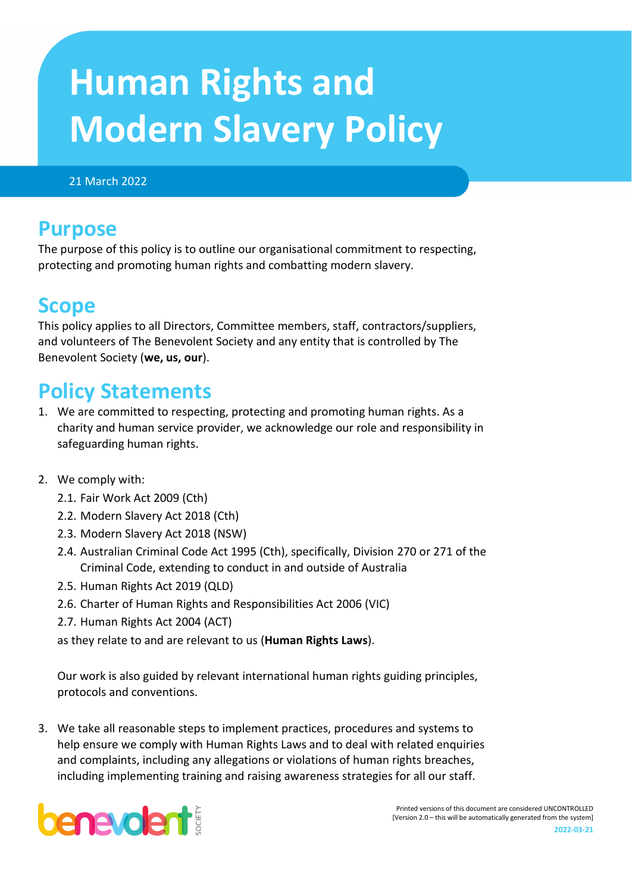# Human Rights and Modern Slavery Policy

21 March 2022

## Purpose

The purpose of this policy is to outline our organisational commitment to respecting, protecting and promoting human rights and combatting modern slavery.

## Scope

This policy applies to all Directors, Committee members, staff, contractors/suppliers, and volunteers of The Benevolent Society and any entity that is controlled by The Benevolent Society (**we, us, our**).

## Policy Statements

1. We are committed to respecting, protecting and promoting human rights. As a charity and human service provider, we acknowledge our role and responsibility in safeguarding human rights.

2. We comply with:
   2.1. Fair Work Act 2009 (Cth)
   2.2. Modern Slavery Act 2018 (Cth)
   2.3. Modern Slavery Act 2018 (NSW)
   2.4. Australian Criminal Code Act 1995 (Cth), specifically, Division 270 or 271 of the Criminal Code, extending to conduct in and outside of Australia
   2.5. Human Rights Act 2019 (QLD)
   2.6. Charter of Human Rights and Responsibilities Act 2006 (VIC)
   2.7. Human Rights Act 2004 (ACT)

   as they relate to and are relevant to us (**Human Rights Laws**).

   Our work is also guided by relevant international human rights guiding principles, protocols and conventions.

3. We take all reasonable steps to implement practices, procedures and systems to help ensure we comply with Human Rights Laws and to deal with related enquiries and complaints, including any allegations or violations of human rights breaches, including implementing training and raising awareness strategies for all our staff.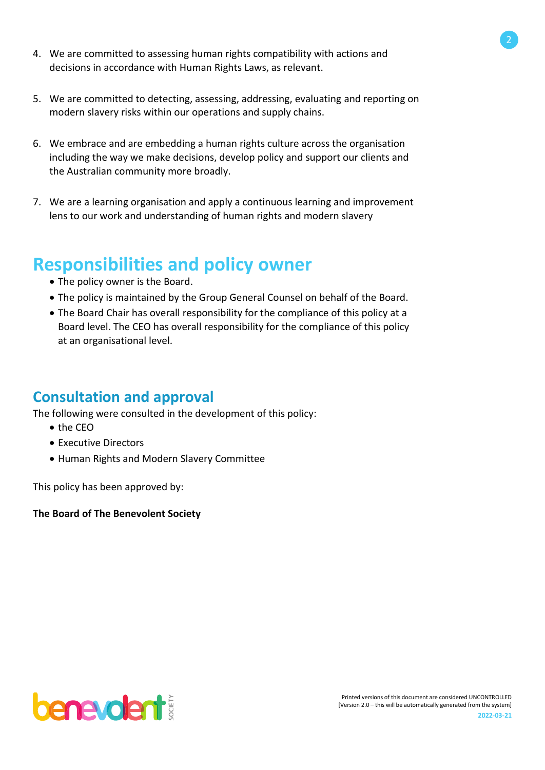4. We are committed to assessing human rights compatibility with actions and decisions in accordance with Human Rights Laws, as relevant.

5. We are committed to detecting, assessing, addressing, evaluating and reporting on modern slavery risks within our operations and supply chains.

6. We embrace and are embedding a human rights culture across the organisation including the way we make decisions, develop policy and support our clients and the Australian community more broadly.

7. We are a learning organisation and apply a continuous learning and improvement lens to our work and understanding of human rights and modern slavery

# Responsibilities and policy owner

- The policy owner is the Board.
- The policy is maintained by the Group General Counsel on behalf of the Board.
- The Board Chair has overall responsibility for the compliance of this policy at a Board level. The CEO has overall responsibility for the compliance of this policy at an organisational level.

## Consultation and approval

The following were consulted in the development of this policy:

- the CEO
- Executive Directors
- Human Rights and Modern Slavery Committee

This policy has been approved by:

**The Board of The Benevolent Society**

Printed versions of this document are considered UNCONTROLLED
[Version 2.0 – this will be automatically generated from the system]
2022-03-21